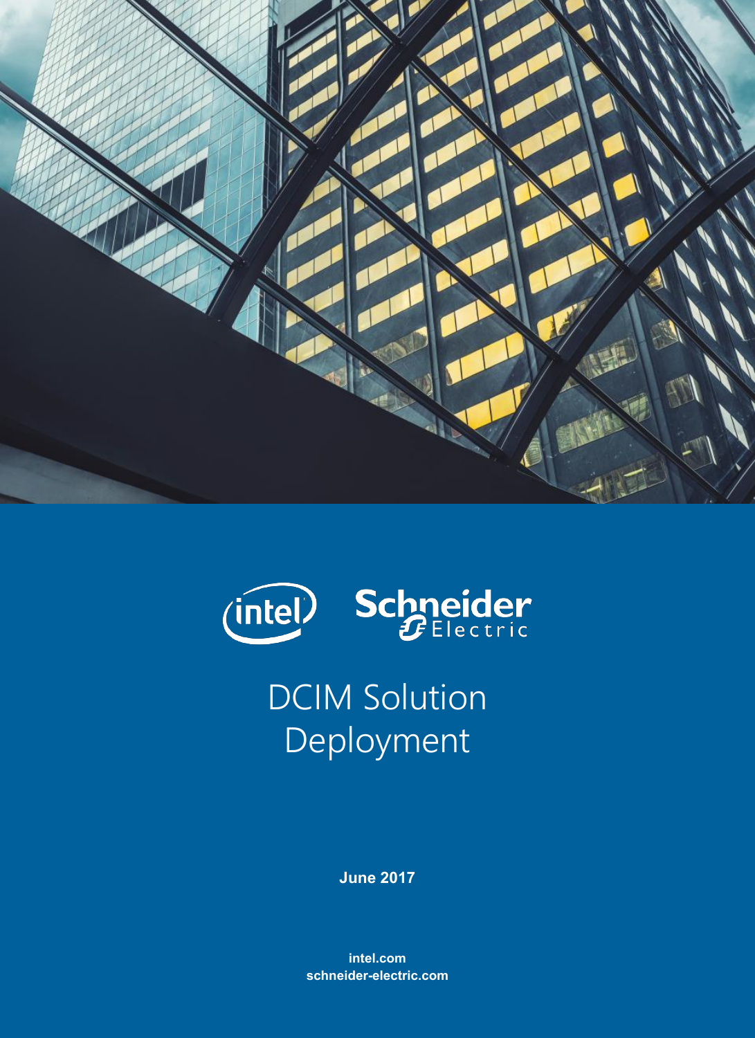intel Schneider Electric

# DCIM Solution Deployment

**June 2017**

**intel.com**
**schneider-electric.com**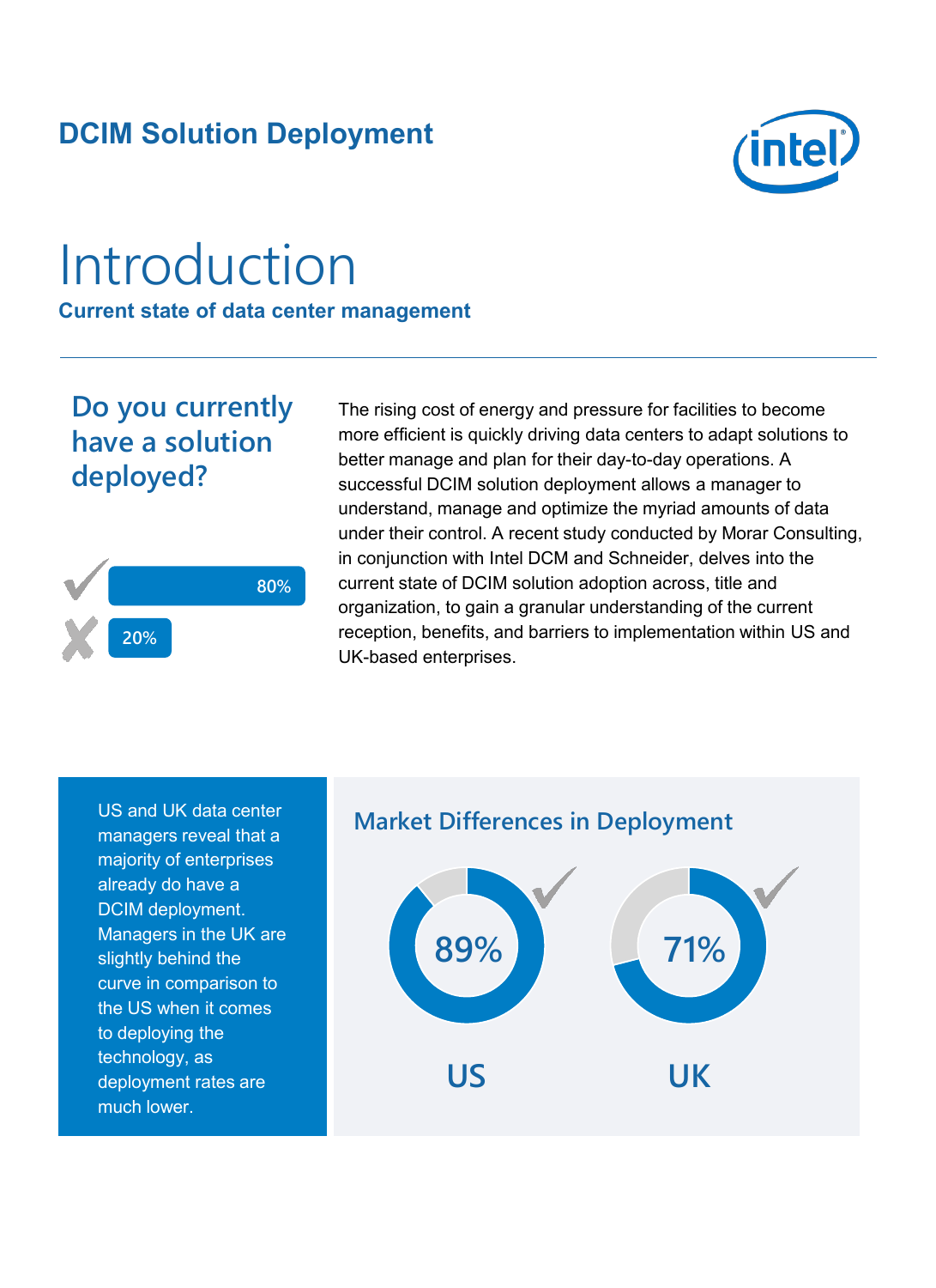## DCIM Solution Deployment

# Introduction

**Current state of data center management**

### Do you currently have a solution deployed?

| | |
|---|---|
| ✓ | 80% |
| ✗ | 20% |

The rising cost of energy and pressure for facilities to become more efficient is quickly driving data centers to adapt solutions to better manage and plan for their day-to-day operations. A successful DCIM solution deployment allows a manager to understand, manage and optimize the myriad amounts of data under their control. A recent study conducted by Morar Consulting, in conjunction with Intel DCM and Schneider, delves into the current state of DCIM solution adoption across, title and organization, to gain a granular understanding of the current reception, benefits, and barriers to implementation within US and UK-based enterprises.

US and UK data center managers reveal that a majority of enterprises already do have a DCIM deployment. Managers in the UK are slightly behind the curve in comparison to the US when it comes to deploying the technology, as deployment rates are much lower.

### Market Differences in Deployment

| US | UK |
|---|---|
| 89% | 71% |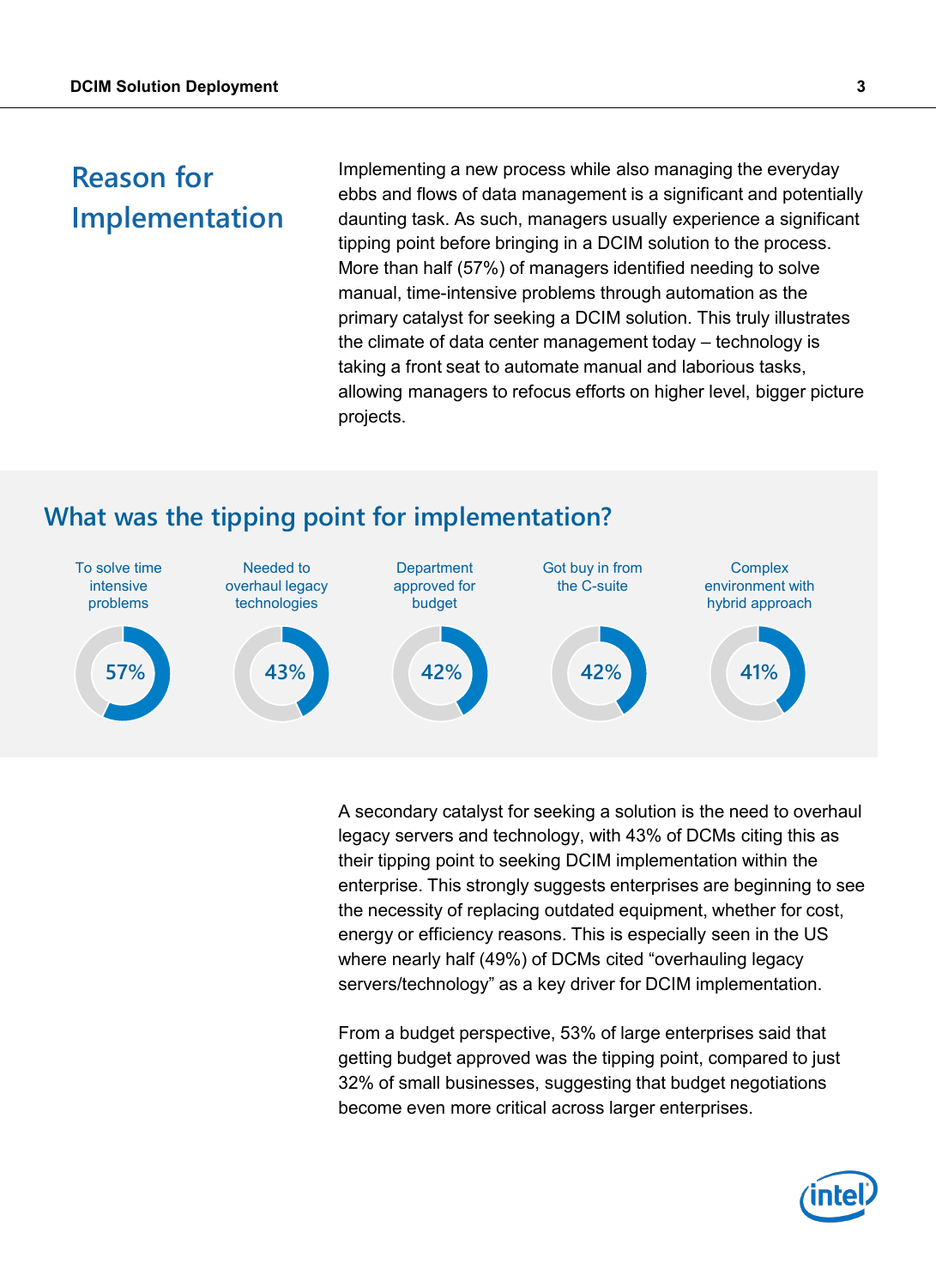## Reason for Implementation

Implementing a new process while also managing the everyday ebbs and flows of data management is a significant and potentially daunting task. As such, managers usually experience a significant tipping point before bringing in a DCIM solution to the process. More than half (57%) of managers identified needing to solve manual, time-intensive problems through automation as the primary catalyst for seeking a DCIM solution. This truly illustrates the climate of data center management today – technology is taking a front seat to automate manual and laborious tasks, allowing managers to refocus efforts on higher level, bigger picture projects.

### What was the tipping point for implementation?

| To solve time intensive problems | Needed to overhaul legacy technologies | Department approved for budget | Got buy in from the C-suite | Complex environment with hybrid approach |
| --- | --- | --- | --- | --- |
| 57% | 43% | 42% | 42% | 41% |

A secondary catalyst for seeking a solution is the need to overhaul legacy servers and technology, with 43% of DCMs citing this as their tipping point to seeking DCIM implementation within the enterprise. This strongly suggests enterprises are beginning to see the necessity of replacing outdated equipment, whether for cost, energy or efficiency reasons. This is especially seen in the US where nearly half (49%) of DCMs cited "overhauling legacy servers/technology" as a key driver for DCIM implementation.

From a budget perspective, 53% of large enterprises said that getting budget approved was the tipping point, compared to just 32% of small businesses, suggesting that budget negotiations become even more critical across larger enterprises.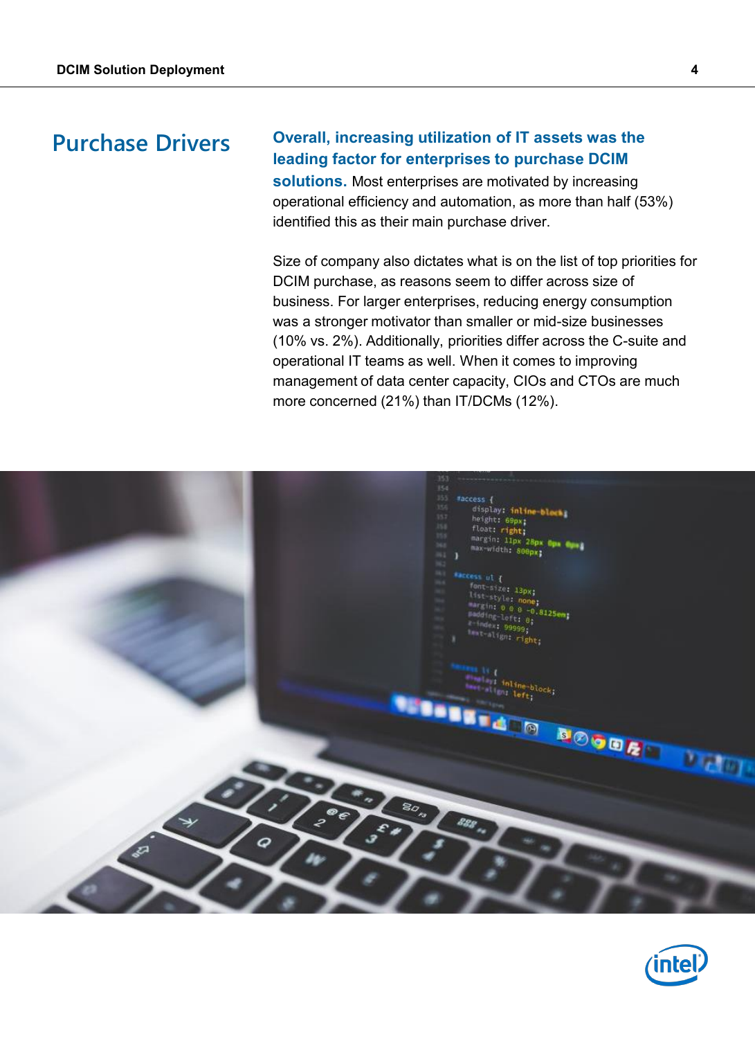## Purchase Drivers

**Overall, increasing utilization of IT assets was the leading factor for enterprises to purchase DCIM solutions.** Most enterprises are motivated by increasing operational efficiency and automation, as more than half (53%) identified this as their main purchase driver.

Size of company also dictates what is on the list of top priorities for DCIM purchase, as reasons seem to differ across size of business. For larger enterprises, reducing energy consumption was a stronger motivator than smaller or mid-size businesses (10% vs. 2%). Additionally, priorities differ across the C-suite and operational IT teams as well. When it comes to improving management of data center capacity, CIOs and CTOs are much more concerned (21%) than IT/DCMs (12%).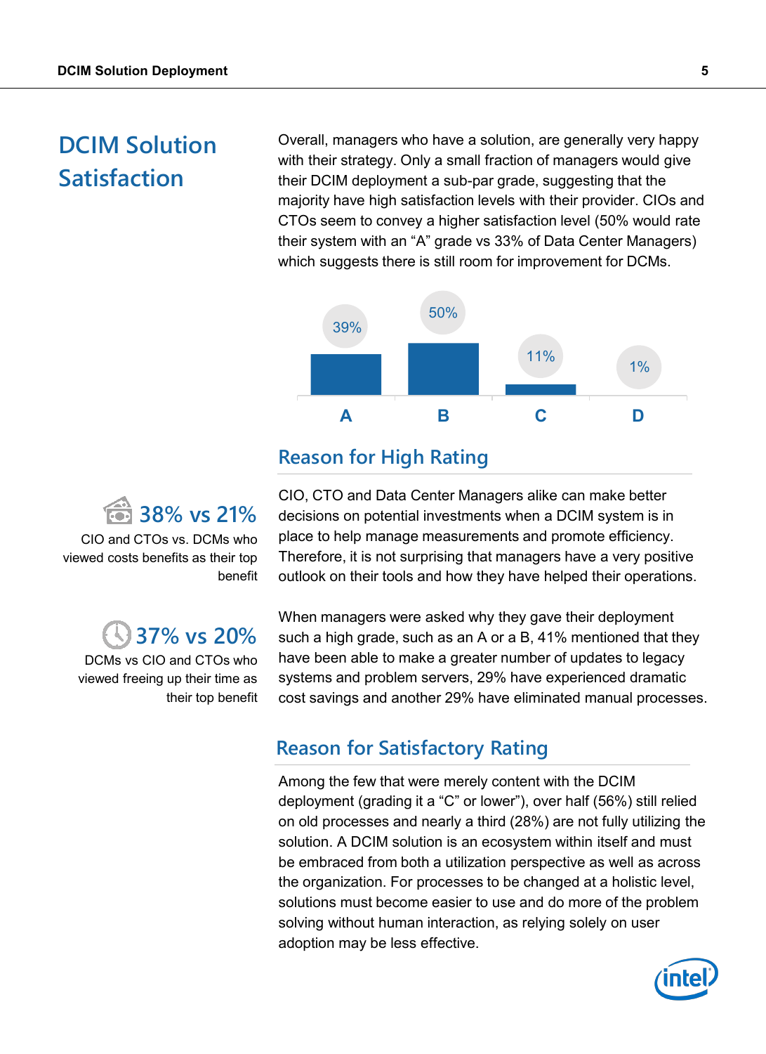# DCIM Solution Satisfaction

Overall, managers who have a solution, are generally very happy with their strategy. Only a small fraction of managers would give their DCIM deployment a sub-par grade, suggesting that the majority have high satisfaction levels with their provider. CIOs and CTOs seem to convey a higher satisfaction level (50% would rate their system with an “A” grade vs 33% of Data Center Managers) which suggests there is still room for improvement for DCMs.

| A | B | C | D |
|---|---|---|---|
| 39% | 50% | 11% | 1% |

## Reason for High Rating

**38% vs 21%**

CIO and CTOs vs. DCMs who viewed costs benefits as their top benefit

**37% vs 20%**

DCMs vs CIO and CTOs who viewed freeing up their time as their top benefit

CIO, CTO and Data Center Managers alike can make better decisions on potential investments when a DCIM system is in place to help manage measurements and promote efficiency. Therefore, it is not surprising that managers have a very positive outlook on their tools and how they have helped their operations.

When managers were asked why they gave their deployment such a high grade, such as an A or a B, 41% mentioned that they have been able to make a greater number of updates to legacy systems and problem servers, 29% have experienced dramatic cost savings and another 29% have eliminated manual processes.

## Reason for Satisfactory Rating

Among the few that were merely content with the DCIM deployment (grading it a “C” or lower”), over half (56%) still relied on old processes and nearly a third (28%) are not fully utilizing the solution. A DCIM solution is an ecosystem within itself and must be embraced from both a utilization perspective as well as across the organization. For processes to be changed at a holistic level, solutions must become easier to use and do more of the problem solving without human interaction, as relying solely on user adoption may be less effective.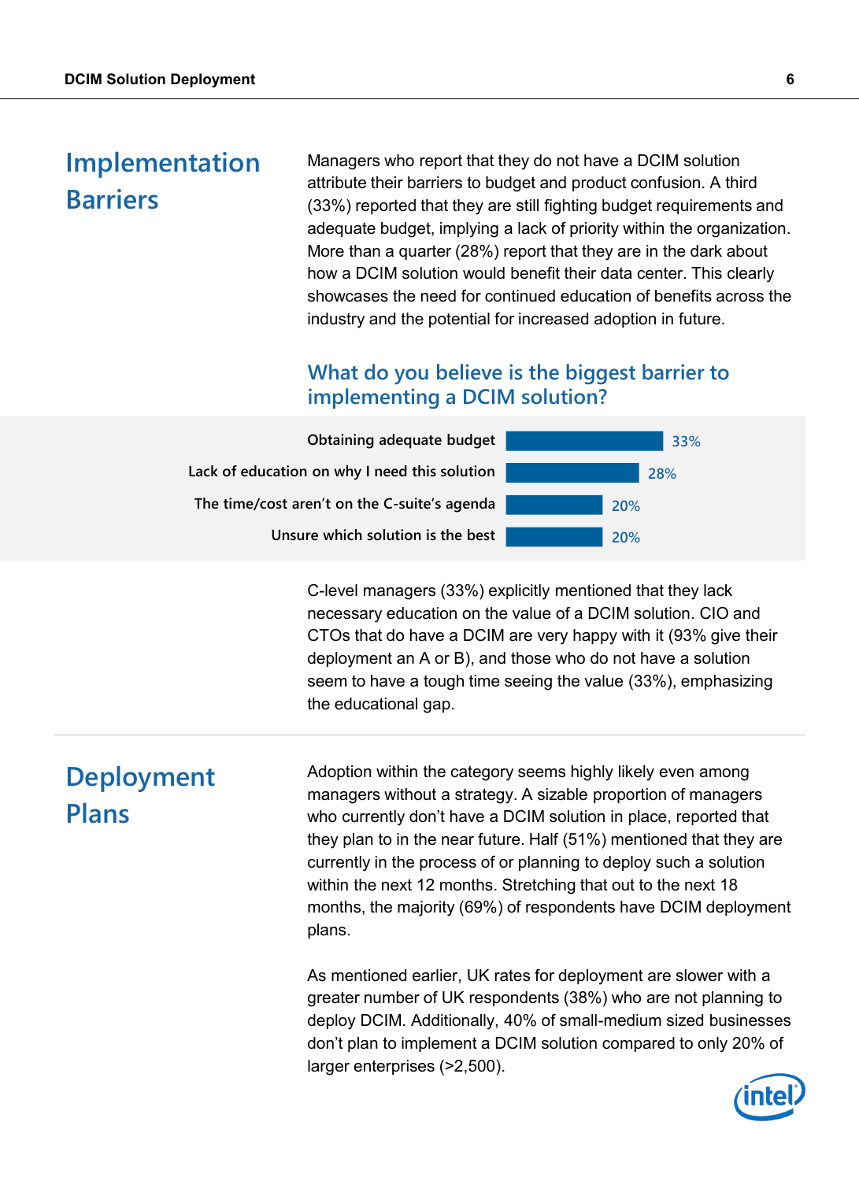## Implementation Barriers

Managers who report that they do not have a DCIM solution attribute their barriers to budget and product confusion. A third (33%) reported that they are still fighting budget requirements and adequate budget, implying a lack of priority within the organization. More than a quarter (28%) report that they are in the dark about how a DCIM solution would benefit their data center. This clearly showcases the need for continued education of benefits across the industry and the potential for increased adoption in future.

### What do you believe is the biggest barrier to implementing a DCIM solution?

| Barrier | % |
|---|---|
| Obtaining adequate budget | 33% |
| Lack of education on why I need this solution | 28% |
| The time/cost aren't on the C-suite's agenda | 20% |
| Unsure which solution is the best | 20% |

C-level managers (33%) explicitly mentioned that they lack necessary education on the value of a DCIM solution. CIO and CTOs that do have a DCIM are very happy with it (93% give their deployment an A or B), and those who do not have a solution seem to have a tough time seeing the value (33%), emphasizing the educational gap.

## Deployment Plans

Adoption within the category seems highly likely even among managers without a strategy. A sizable proportion of managers who currently don't have a DCIM solution in place, reported that they plan to in the near future. Half (51%) mentioned that they are currently in the process of or planning to deploy such a solution within the next 12 months. Stretching that out to the next 18 months, the majority (69%) of respondents have DCIM deployment plans.

As mentioned earlier, UK rates for deployment are slower with a greater number of UK respondents (38%) who are not planning to deploy DCIM. Additionally, 40% of small-medium sized businesses don't plan to implement a DCIM solution compared to only 20% of larger enterprises (>2,500).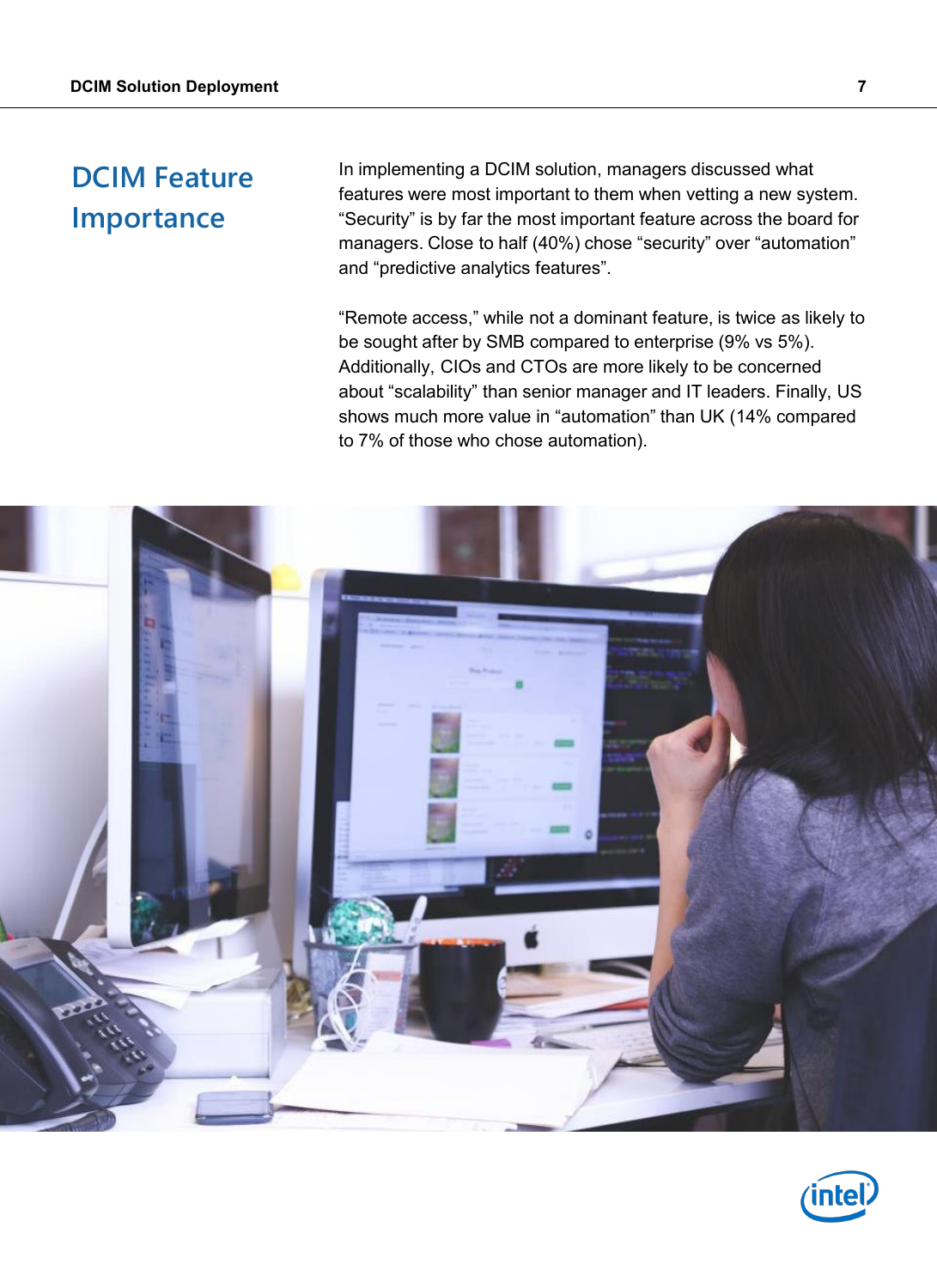## DCIM Feature Importance

In implementing a DCIM solution, managers discussed what features were most important to them when vetting a new system. “Security” is by far the most important feature across the board for managers. Close to half (40%) chose “security” over “automation” and “predictive analytics features”.

“Remote access,” while not a dominant feature, is twice as likely to be sought after by SMB compared to enterprise (9% vs 5%). Additionally, CIOs and CTOs are more likely to be concerned about “scalability” than senior manager and IT leaders. Finally, US shows much more value in “automation” than UK (14% compared to 7% of those who chose automation).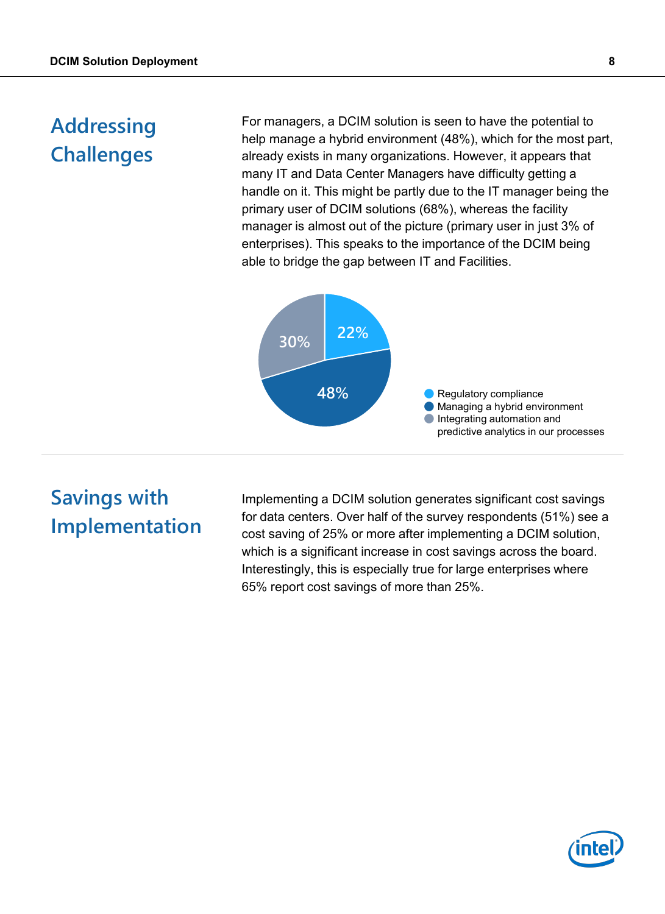## Addressing Challenges

For managers, a DCIM solution is seen to have the potential to help manage a hybrid environment (48%), which for the most part, already exists in many organizations. However, it appears that many IT and Data Center Managers have difficulty getting a handle on it. This might be partly due to the IT manager being the primary user of DCIM solutions (68%), whereas the facility manager is almost out of the picture (primary user in just 3% of enterprises). This speaks to the importance of the DCIM being able to bridge the gap between IT and Facilities.

| Category | Percentage |
| --- | --- |
| Regulatory compliance | 22% |
| Managing a hybrid environment | 48% |
| Integrating automation and predictive analytics in our processes | 30% |

## Savings with Implementation

Implementing a DCIM solution generates significant cost savings for data centers. Over half of the survey respondents (51%) see a cost saving of 25% or more after implementing a DCIM solution, which is a significant increase in cost savings across the board. Interestingly, this is especially true for large enterprises where 65% report cost savings of more than 25%.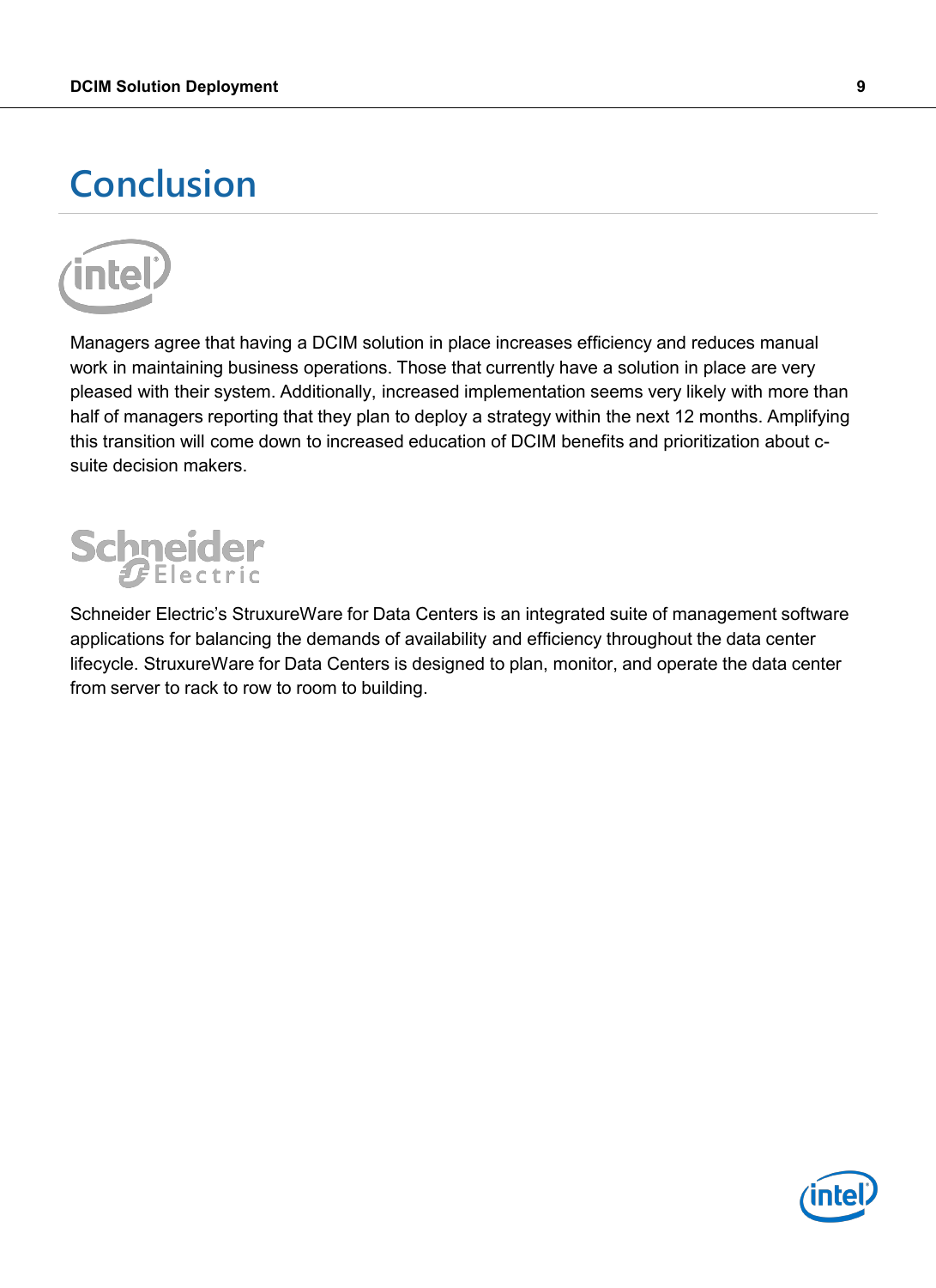# Conclusion

Managers agree that having a DCIM solution in place increases efficiency and reduces manual work in maintaining business operations. Those that currently have a solution in place are very pleased with their system. Additionally, increased implementation seems very likely with more than half of managers reporting that they plan to deploy a strategy within the next 12 months. Amplifying this transition will come down to increased education of DCIM benefits and prioritization about c-suite decision makers.

Schneider Electric's StruxureWare for Data Centers is an integrated suite of management software applications for balancing the demands of availability and efficiency throughout the data center lifecycle. StruxureWare for Data Centers is designed to plan, monitor, and operate the data center from server to rack to row to room to building.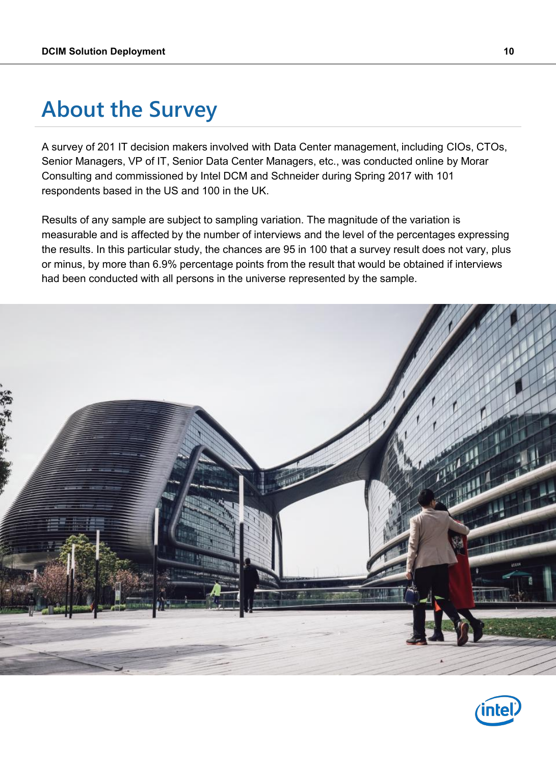# About the Survey

A survey of 201 IT decision makers involved with Data Center management, including CIOs, CTOs, Senior Managers, VP of IT, Senior Data Center Managers, etc., was conducted online by Morar Consulting and commissioned by Intel DCM and Schneider during Spring 2017 with 101 respondents based in the US and 100 in the UK.

Results of any sample are subject to sampling variation. The magnitude of the variation is measurable and is affected by the number of interviews and the level of the percentages expressing the results. In this particular study, the chances are 95 in 100 that a survey result does not vary, plus or minus, by more than 6.9% percentage points from the result that would be obtained if interviews had been conducted with all persons in the universe represented by the sample.